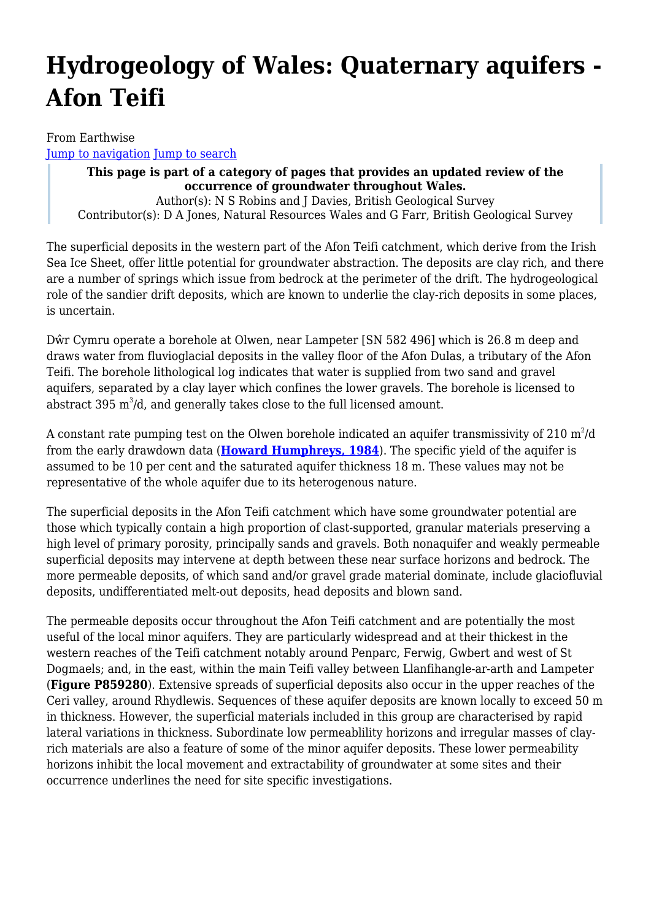# Hydrogeology of Wales: Quaternary aquifers - Afon Teifi

From Earthwise

Jump to navigation Jump to search

> **This page is part of a category of pages that provides an updated review of the occurrence of groundwater throughout Wales.**
> Author(s): N S Robins and J Davies, British Geological Survey
> Contributor(s): D A Jones, Natural Resources Wales and G Farr, British Geological Survey

The superficial deposits in the western part of the Afon Teifi catchment, which derive from the Irish Sea Ice Sheet, offer little potential for groundwater abstraction. The deposits are clay rich, and there are a number of springs which issue from bedrock at the perimeter of the drift. The hydrogeological role of the sandier drift deposits, which are known to underlie the clay-rich deposits in some places, is uncertain.

Dŵr Cymru operate a borehole at Olwen, near Lampeter [SN 582 496] which is 26.8 m deep and draws water from fluvioglacial deposits in the valley floor of the Afon Dulas, a tributary of the Afon Teifi. The borehole lithological log indicates that water is supplied from two sand and gravel aquifers, separated by a clay layer which confines the lower gravels. The borehole is licensed to abstract 395 $m^3$/d, and generally takes close to the full licensed amount.

A constant rate pumping test on the Olwen borehole indicated an aquifer transmissivity of 210 $m^2$/d from the early drawdown data (**Howard Humphreys, 1984**). The specific yield of the aquifer is assumed to be 10 per cent and the saturated aquifer thickness 18 m. These values may not be representative of the whole aquifer due to its heterogenous nature.

The superficial deposits in the Afon Teifi catchment which have some groundwater potential are those which typically contain a high proportion of clast-supported, granular materials preserving a high level of primary porosity, principally sands and gravels. Both nonaquifer and weakly permeable superficial deposits may intervene at depth between these near surface horizons and bedrock. The more permeable deposits, of which sand and/or gravel grade material dominate, include glaciofluvial deposits, undifferentiated melt-out deposits, head deposits and blown sand.

The permeable deposits occur throughout the Afon Teifi catchment and are potentially the most useful of the local minor aquifers. They are particularly widespread and at their thickest in the western reaches of the Teifi catchment notably around Penparc, Ferwig, Gwbert and west of St Dogmaels; and, in the east, within the main Teifi valley between Llanfihangle-ar-arth and Lampeter (**Figure P859280**). Extensive spreads of superficial deposits also occur in the upper reaches of the Ceri valley, around Rhydlewis. Sequences of these aquifer deposits are known locally to exceed 50 m in thickness. However, the superficial materials included in this group are characterised by rapid lateral variations in thickness. Subordinate low permeablility horizons and irregular masses of clay-rich materials are also a feature of some of the minor aquifer deposits. These lower permeability horizons inhibit the local movement and extractability of groundwater at some sites and their occurrence underlines the need for site specific investigations.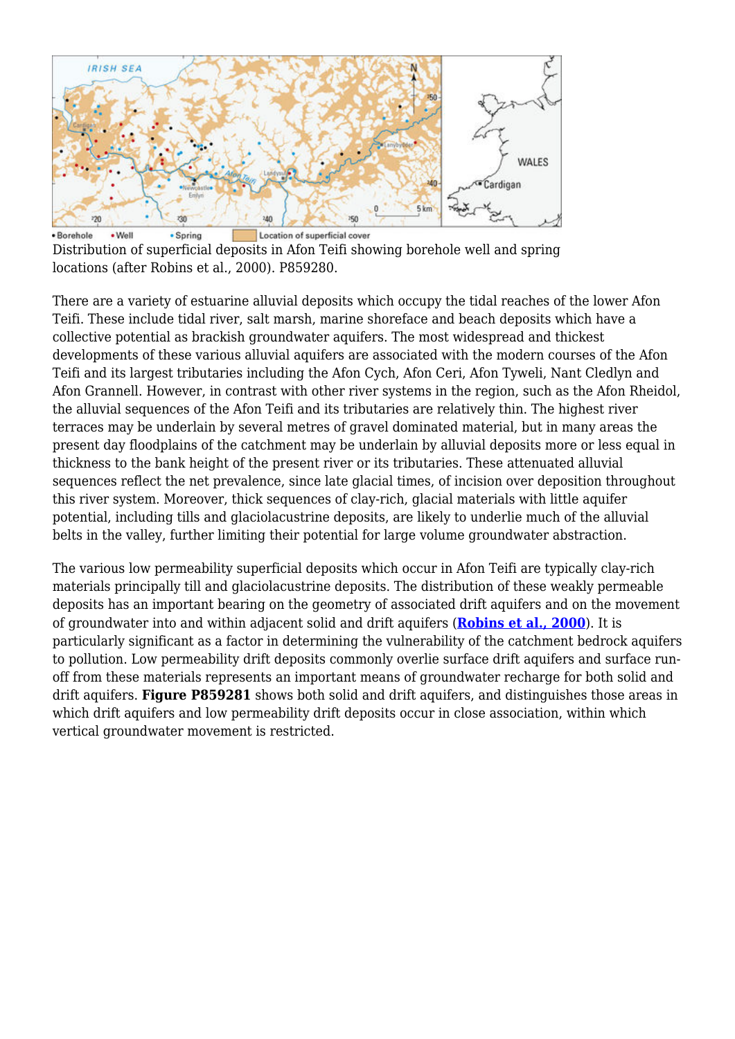Distribution of superficial deposits in Afon Teifi showing borehole well and spring locations (after Robins et al., 2000). P859280.

There are a variety of estuarine alluvial deposits which occupy the tidal reaches of the lower Afon Teifi. These include tidal river, salt marsh, marine shoreface and beach deposits which have a collective potential as brackish groundwater aquifers. The most widespread and thickest developments of these various alluvial aquifers are associated with the modern courses of the Afon Teifi and its largest tributaries including the Afon Cych, Afon Ceri, Afon Tyweli, Nant Cledlyn and Afon Grannell. However, in contrast with other river systems in the region, such as the Afon Rheidol, the alluvial sequences of the Afon Teifi and its tributaries are relatively thin. The highest river terraces may be underlain by several metres of gravel dominated material, but in many areas the present day floodplains of the catchment may be underlain by alluvial deposits more or less equal in thickness to the bank height of the present river or its tributaries. These attenuated alluvial sequences reflect the net prevalence, since late glacial times, of incision over deposition throughout this river system. Moreover, thick sequences of clay-rich, glacial materials with little aquifer potential, including tills and glaciolacustrine deposits, are likely to underlie much of the alluvial belts in the valley, further limiting their potential for large volume groundwater abstraction.

The various low permeability superficial deposits which occur in Afon Teifi are typically clay-rich materials principally till and glaciolacustrine deposits. The distribution of these weakly permeable deposits has an important bearing on the geometry of associated drift aquifers and on the movement of groundwater into and within adjacent solid and drift aquifers (**Robins et al., 2000**). It is particularly significant as a factor in determining the vulnerability of the catchment bedrock aquifers to pollution. Low permeability drift deposits commonly overlie surface drift aquifers and surface run-off from these materials represents an important means of groundwater recharge for both solid and drift aquifers. **Figure P859281** shows both solid and drift aquifers, and distinguishes those areas in which drift aquifers and low permeability drift deposits occur in close association, within which vertical groundwater movement is restricted.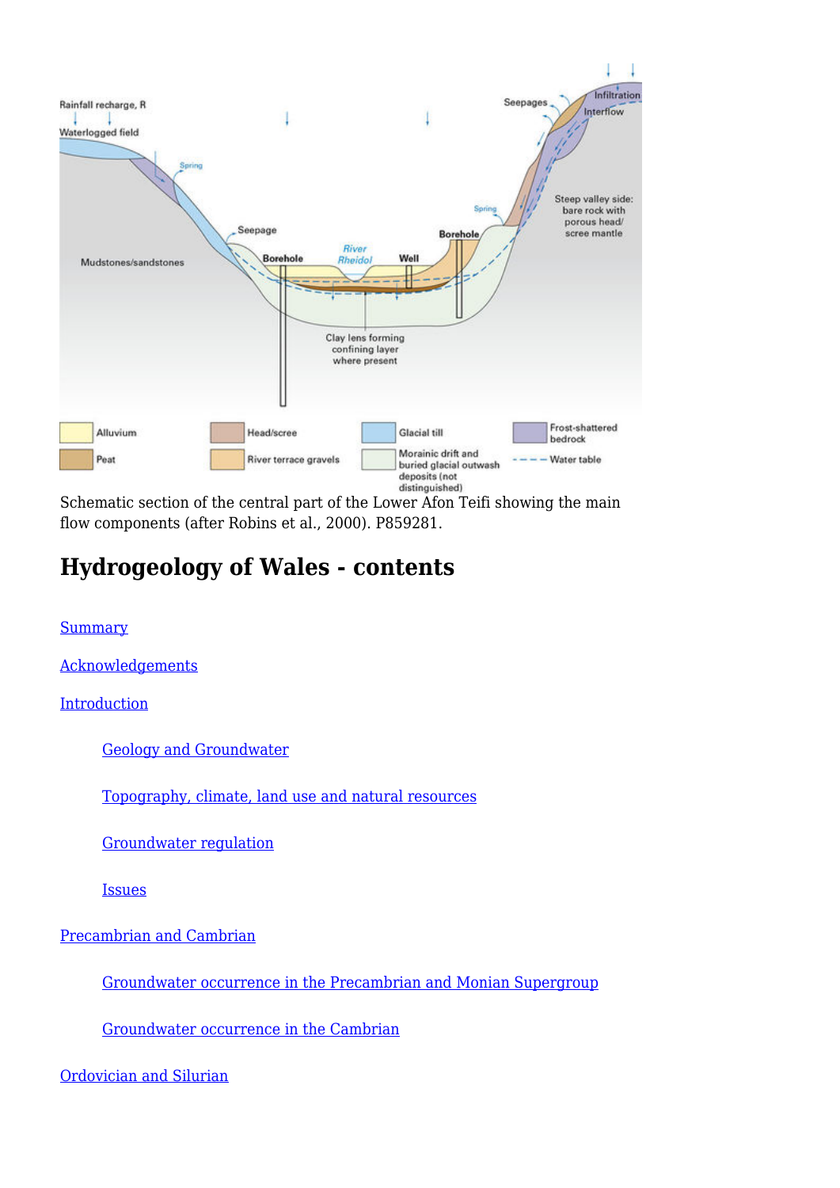Schematic section of the central part of the Lower Afon Teifi showing the main flow components (after Robins et al., 2000). P859281.

## Hydrogeology of Wales - contents

Summary

Acknowledgements

Introduction

- Geology and Groundwater
- Topography, climate, land use and natural resources
- Groundwater regulation
- Issues

Precambrian and Cambrian

- Groundwater occurrence in the Precambrian and Monian Supergroup
- Groundwater occurrence in the Cambrian

Ordovician and Silurian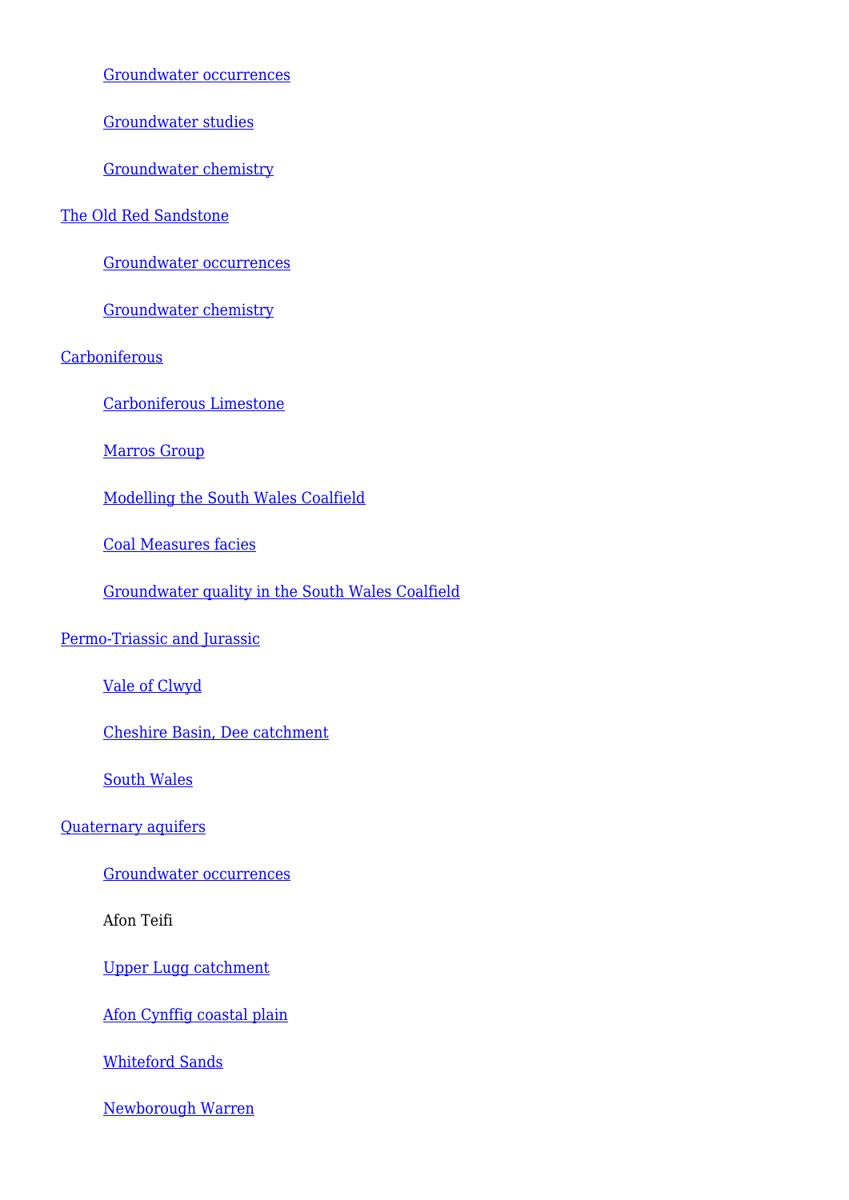- Groundwater occurrences
- Groundwater studies
- Groundwater chemistry

The Old Red Sandstone

- Groundwater occurrences
- Groundwater chemistry

Carboniferous

- Carboniferous Limestone
- Marros Group
- Modelling the South Wales Coalfield
- Coal Measures facies
- Groundwater quality in the South Wales Coalfield

Permo-Triassic and Jurassic

- Vale of Clwyd
- Cheshire Basin, Dee catchment
- South Wales

Quaternary aquifers

- Groundwater occurrences
- Afon Teifi
- Upper Lugg catchment
- Afon Cynffig coastal plain
- Whiteford Sands
- Newborough Warren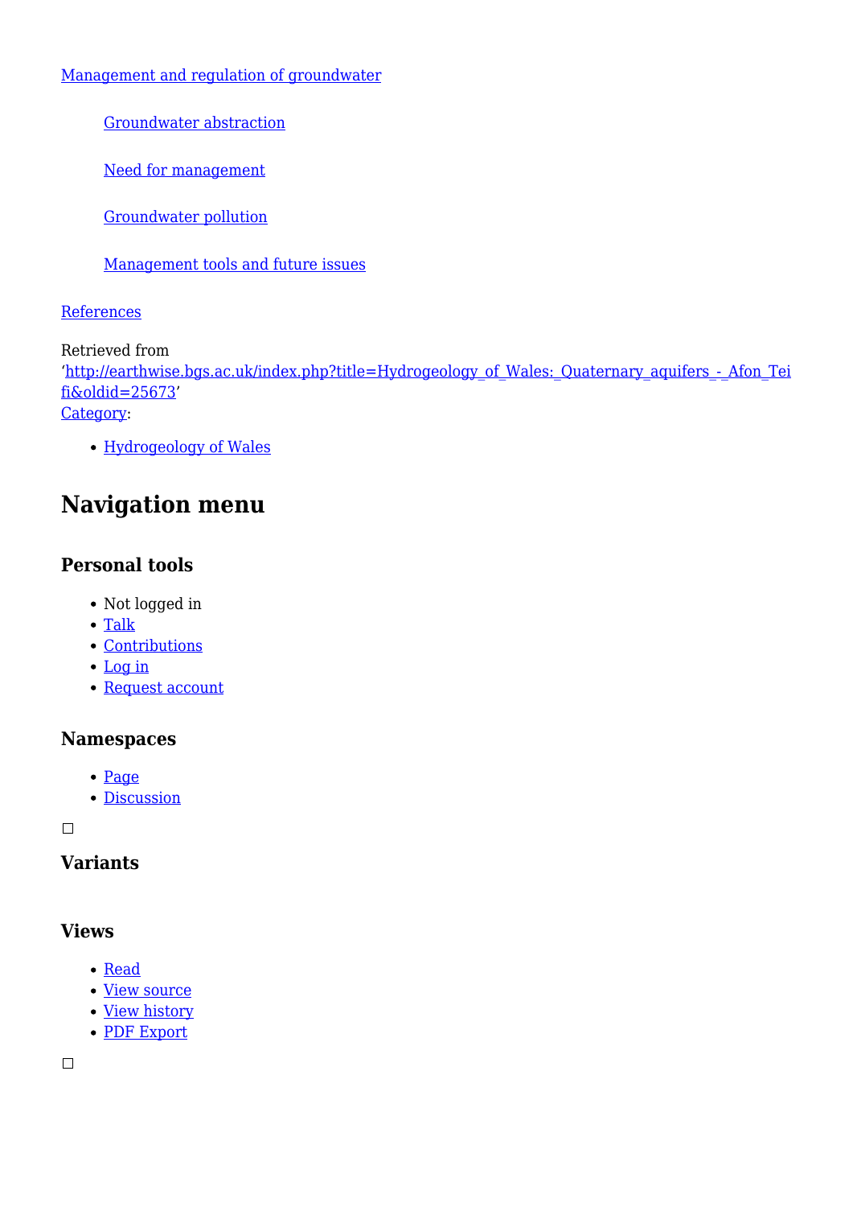Management and regulation of groundwater

- Groundwater abstraction
- Need for management
- Groundwater pollution
- Management tools and future issues

References

Retrieved from 'http://earthwise.bgs.ac.uk/index.php?title=Hydrogeology_of_Wales:_Quaternary_aquifers_-_Afon_Teifi&oldid=25673'
Category:

- Hydrogeology of Wales

## Navigation menu

### Personal tools

- Not logged in
- Talk
- Contributions
- Log in
- Request account

### Namespaces

- Page
- Discussion

### Variants

### Views

- Read
- View source
- View history
- PDF Export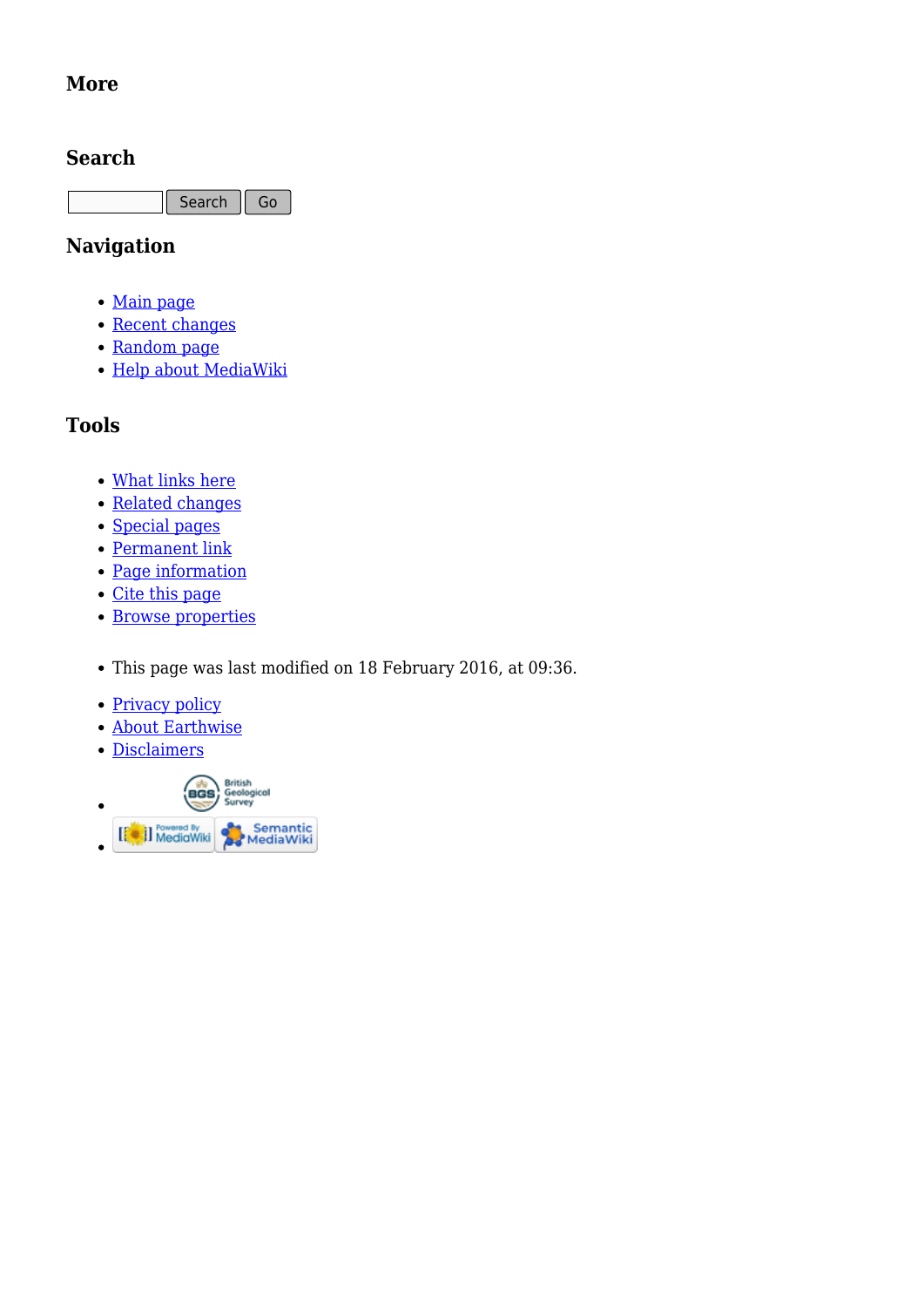### More

### Search

Search Go

### Navigation

- Main page
- Recent changes
- Random page
- Help about MediaWiki

### Tools

- What links here
- Related changes
- Special pages
- Permanent link
- Page information
- Cite this page
- Browse properties

- This page was last modified on 18 February 2016, at 09:36.

- Privacy policy
- About Earthwise
- Disclaimers